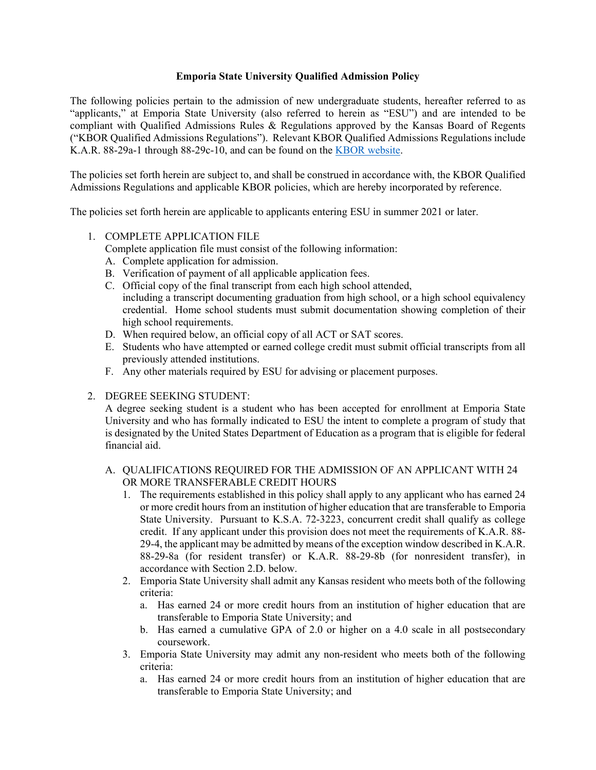# Emporia State University Qualified Admission Policy

The following policies pertain to the admission of new undergraduate students, hereafter referred to as "applicants," at Emporia State University (also referred to herein as "ESU") and are intended to be compliant with Qualified Admissions Rules & Regulations approved by the Kansas Board of Regents ("KBOR Qualified Admissions Regulations"). Relevant KBOR Qualified Admissions Regulations include K.A.R. 88-29a-1 through 88-29c-10, and can be found on the [KBOR website](KBOR website).

The policies set forth herein are subject to, and shall be construed in accordance with, the KBOR Qualified Admissions Regulations and applicable KBOR policies, which are hereby incorporated by reference.

The policies set forth herein are applicable to applicants entering ESU in summer 2021 or later.

1. COMPLETE APPLICATION FILE
   Complete application file must consist of the following information:
   A. Complete application for admission.
   B. Verification of payment of all applicable application fees.
   C. Official copy of the final transcript from each high school attended, including a transcript documenting graduation from high school, or a high school equivalency credential. Home school students must submit documentation showing completion of their high school requirements.
   D. When required below, an official copy of all ACT or SAT scores.
   E. Students who have attempted or earned college credit must submit official transcripts from all previously attended institutions.
   F. Any other materials required by ESU for advising or placement purposes.

2. DEGREE SEEKING STUDENT:
   A degree seeking student is a student who has been accepted for enrollment at Emporia State University and who has formally indicated to ESU the intent to complete a program of study that is designated by the United States Department of Education as a program that is eligible for federal financial aid.

   A. QUALIFICATIONS REQUIRED FOR THE ADMISSION OF AN APPLICANT WITH 24 OR MORE TRANSFERABLE CREDIT HOURS
      1. The requirements established in this policy shall apply to any applicant who has earned 24 or more credit hours from an institution of higher education that are transferable to Emporia State University. Pursuant to K.S.A. 72-3223, concurrent credit shall qualify as college credit. If any applicant under this provision does not meet the requirements of K.A.R. 88-29-4, the applicant may be admitted by means of the exception window described in K.A.R. 88-29-8a (for resident transfer) or K.A.R. 88-29-8b (for nonresident transfer), in accordance with Section 2.D. below.
      2. Emporia State University shall admit any Kansas resident who meets both of the following criteria:
         a. Has earned 24 or more credit hours from an institution of higher education that are transferable to Emporia State University; and
         b. Has earned a cumulative GPA of 2.0 or higher on a 4.0 scale in all postsecondary coursework.
      3. Emporia State University may admit any non-resident who meets both of the following criteria:
         a. Has earned 24 or more credit hours from an institution of higher education that are transferable to Emporia State University; and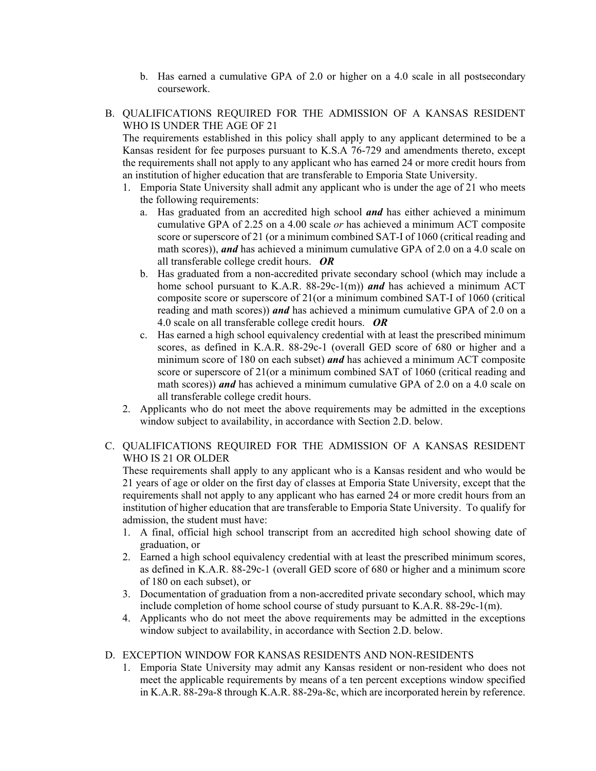b. Has earned a cumulative GPA of 2.0 or higher on a 4.0 scale in all postsecondary coursework.

B. QUALIFICATIONS REQUIRED FOR THE ADMISSION OF A KANSAS RESIDENT WHO IS UNDER THE AGE OF 21

The requirements established in this policy shall apply to any applicant determined to be a Kansas resident for fee purposes pursuant to K.S.A 76-729 and amendments thereto, except the requirements shall not apply to any applicant who has earned 24 or more credit hours from an institution of higher education that are transferable to Emporia State University.

1. Emporia State University shall admit any applicant who is under the age of 21 who meets the following requirements:
   a. Has graduated from an accredited high school ***and*** has either achieved a minimum cumulative GPA of 2.25 on a 4.00 scale *or* has achieved a minimum ACT composite score or superscore of 21 (or a minimum combined SAT-I of 1060 (critical reading and math scores)), ***and*** has achieved a minimum cumulative GPA of 2.0 on a 4.0 scale on all transferable college credit hours. ***OR***
   b. Has graduated from a non-accredited private secondary school (which may include a home school pursuant to K.A.R. 88-29c-1(m)) ***and*** has achieved a minimum ACT composite score or superscore of 21(or a minimum combined SAT-I of 1060 (critical reading and math scores)) ***and*** has achieved a minimum cumulative GPA of 2.0 on a 4.0 scale on all transferable college credit hours. ***OR***
   c. Has earned a high school equivalency credential with at least the prescribed minimum scores, as defined in K.A.R. 88-29c-1 (overall GED score of 680 or higher and a minimum score of 180 on each subset) ***and*** has achieved a minimum ACT composite score or superscore of 21(or a minimum combined SAT of 1060 (critical reading and math scores)) ***and*** has achieved a minimum cumulative GPA of 2.0 on a 4.0 scale on all transferable college credit hours.
2. Applicants who do not meet the above requirements may be admitted in the exceptions window subject to availability, in accordance with Section 2.D. below.

C. QUALIFICATIONS REQUIRED FOR THE ADMISSION OF A KANSAS RESIDENT WHO IS 21 OR OLDER

These requirements shall apply to any applicant who is a Kansas resident and who would be 21 years of age or older on the first day of classes at Emporia State University, except that the requirements shall not apply to any applicant who has earned 24 or more credit hours from an institution of higher education that are transferable to Emporia State University. To qualify for admission, the student must have:

1. A final, official high school transcript from an accredited high school showing date of graduation, or
2. Earned a high school equivalency credential with at least the prescribed minimum scores, as defined in K.A.R. 88-29c-1 (overall GED score of 680 or higher and a minimum score of 180 on each subset), or
3. Documentation of graduation from a non-accredited private secondary school, which may include completion of home school course of study pursuant to K.A.R. 88-29c-1(m).
4. Applicants who do not meet the above requirements may be admitted in the exceptions window subject to availability, in accordance with Section 2.D. below.

D. EXCEPTION WINDOW FOR KANSAS RESIDENTS AND NON-RESIDENTS

1. Emporia State University may admit any Kansas resident or non-resident who does not meet the applicable requirements by means of a ten percent exceptions window specified in K.A.R. 88-29a-8 through K.A.R. 88-29a-8c, which are incorporated herein by reference.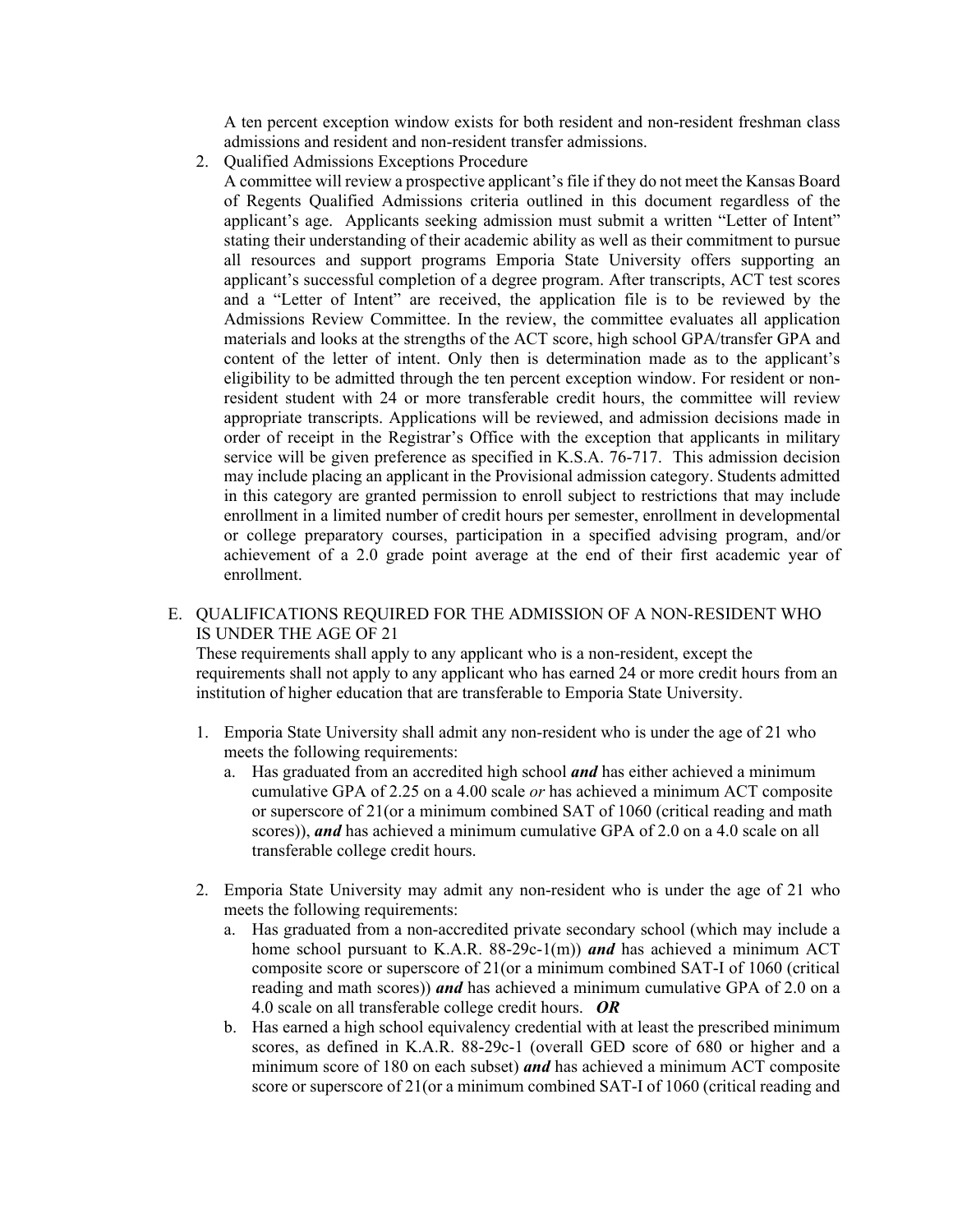A ten percent exception window exists for both resident and non-resident freshman class admissions and resident and non-resident transfer admissions.

2. Qualified Admissions Exceptions Procedure

   A committee will review a prospective applicant's file if they do not meet the Kansas Board of Regents Qualified Admissions criteria outlined in this document regardless of the applicant's age. Applicants seeking admission must submit a written "Letter of Intent" stating their understanding of their academic ability as well as their commitment to pursue all resources and support programs Emporia State University offers supporting an applicant's successful completion of a degree program. After transcripts, ACT test scores and a "Letter of Intent" are received, the application file is to be reviewed by the Admissions Review Committee. In the review, the committee evaluates all application materials and looks at the strengths of the ACT score, high school GPA/transfer GPA and content of the letter of intent. Only then is determination made as to the applicant's eligibility to be admitted through the ten percent exception window. For resident or non-resident student with 24 or more transferable credit hours, the committee will review appropriate transcripts. Applications will be reviewed, and admission decisions made in order of receipt in the Registrar's Office with the exception that applicants in military service will be given preference as specified in K.S.A. 76-717. This admission decision may include placing an applicant in the Provisional admission category. Students admitted in this category are granted permission to enroll subject to restrictions that may include enrollment in a limited number of credit hours per semester, enrollment in developmental or college preparatory courses, participation in a specified advising program, and/or achievement of a 2.0 grade point average at the end of their first academic year of enrollment.

E. QUALIFICATIONS REQUIRED FOR THE ADMISSION OF A NON-RESIDENT WHO IS UNDER THE AGE OF 21

These requirements shall apply to any applicant who is a non-resident, except the requirements shall not apply to any applicant who has earned 24 or more credit hours from an institution of higher education that are transferable to Emporia State University.

1. Emporia State University shall admit any non-resident who is under the age of 21 who meets the following requirements:
   a. Has graduated from an accredited high school ***and*** has either achieved a minimum cumulative GPA of 2.25 on a 4.00 scale *or* has achieved a minimum ACT composite or superscore of 21(or a minimum combined SAT of 1060 (critical reading and math scores)), ***and*** has achieved a minimum cumulative GPA of 2.0 on a 4.0 scale on all transferable college credit hours.

2. Emporia State University may admit any non-resident who is under the age of 21 who meets the following requirements:
   a. Has graduated from a non-accredited private secondary school (which may include a home school pursuant to K.A.R. 88-29c-1(m)) ***and*** has achieved a minimum ACT composite score or superscore of 21(or a minimum combined SAT-I of 1060 (critical reading and math scores)) ***and*** has achieved a minimum cumulative GPA of 2.0 on a 4.0 scale on all transferable college credit hours. ***OR***
   b. Has earned a high school equivalency credential with at least the prescribed minimum scores, as defined in K.A.R. 88-29c-1 (overall GED score of 680 or higher and a minimum score of 180 on each subset) ***and*** has achieved a minimum ACT composite score or superscore of 21(or a minimum combined SAT-I of 1060 (critical reading and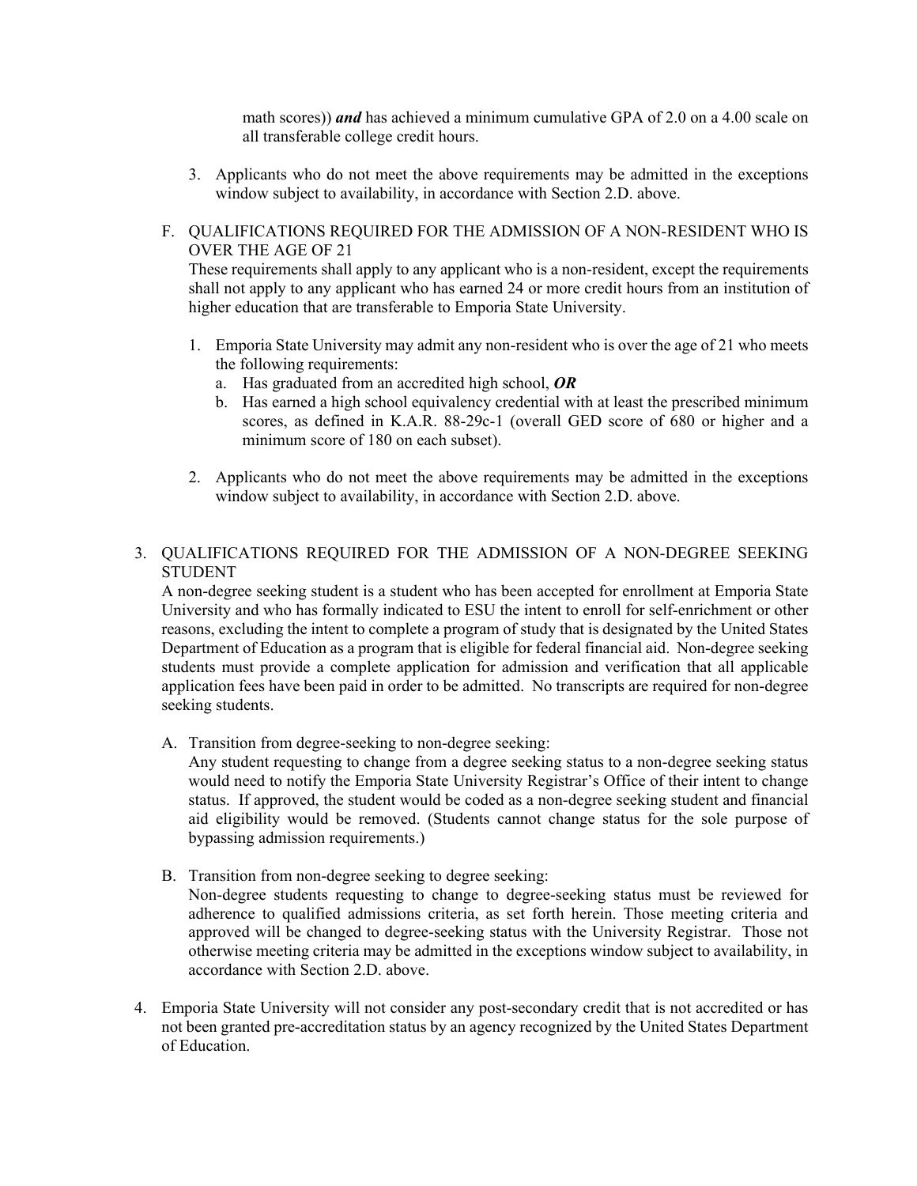math scores)) ***and*** has achieved a minimum cumulative GPA of 2.0 on a 4.00 scale on all transferable college credit hours.

3. Applicants who do not meet the above requirements may be admitted in the exceptions window subject to availability, in accordance with Section 2.D. above.

F. QUALIFICATIONS REQUIRED FOR THE ADMISSION OF A NON-RESIDENT WHO IS OVER THE AGE OF 21

These requirements shall apply to any applicant who is a non-resident, except the requirements shall not apply to any applicant who has earned 24 or more credit hours from an institution of higher education that are transferable to Emporia State University.

1. Emporia State University may admit any non-resident who is over the age of 21 who meets the following requirements:
   a. Has graduated from an accredited high school, ***OR***
   b. Has earned a high school equivalency credential with at least the prescribed minimum scores, as defined in K.A.R. 88-29c-1 (overall GED score of 680 or higher and a minimum score of 180 on each subset).

2. Applicants who do not meet the above requirements may be admitted in the exceptions window subject to availability, in accordance with Section 2.D. above.

3. QUALIFICATIONS REQUIRED FOR THE ADMISSION OF A NON-DEGREE SEEKING STUDENT

A non-degree seeking student is a student who has been accepted for enrollment at Emporia State University and who has formally indicated to ESU the intent to enroll for self-enrichment or other reasons, excluding the intent to complete a program of study that is designated by the United States Department of Education as a program that is eligible for federal financial aid. Non-degree seeking students must provide a complete application for admission and verification that all applicable application fees have been paid in order to be admitted. No transcripts are required for non-degree seeking students.

A. Transition from degree-seeking to non-degree seeking:

Any student requesting to change from a degree seeking status to a non-degree seeking status would need to notify the Emporia State University Registrar's Office of their intent to change status. If approved, the student would be coded as a non-degree seeking student and financial aid eligibility would be removed. (Students cannot change status for the sole purpose of bypassing admission requirements.)

B. Transition from non-degree seeking to degree seeking:

Non-degree students requesting to change to degree-seeking status must be reviewed for adherence to qualified admissions criteria, as set forth herein. Those meeting criteria and approved will be changed to degree-seeking status with the University Registrar. Those not otherwise meeting criteria may be admitted in the exceptions window subject to availability, in accordance with Section 2.D. above.

4. Emporia State University will not consider any post-secondary credit that is not accredited or has not been granted pre-accreditation status by an agency recognized by the United States Department of Education.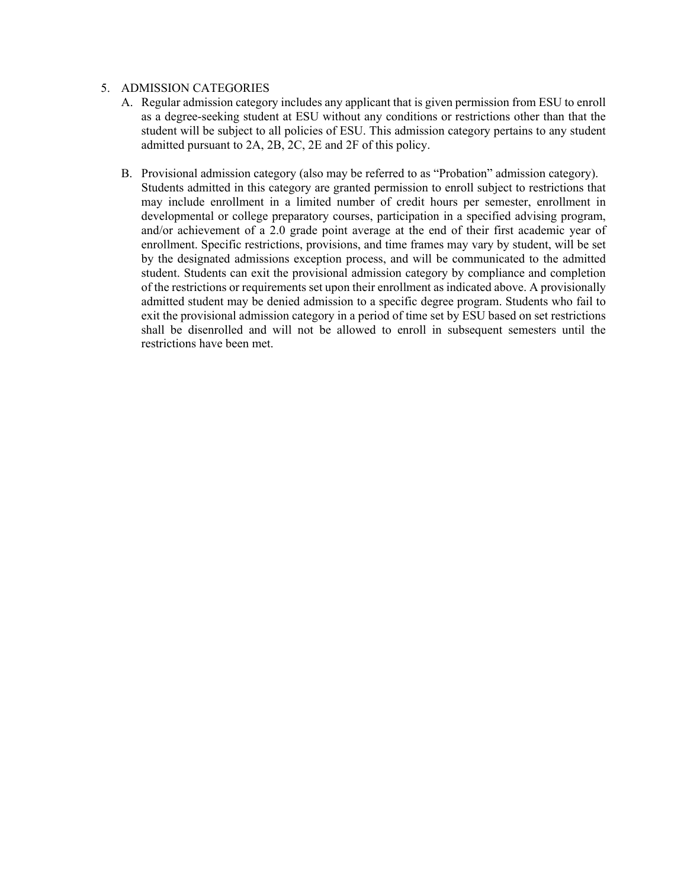5. ADMISSION CATEGORIES

   A. Regular admission category includes any applicant that is given permission from ESU to enroll as a degree-seeking student at ESU without any conditions or restrictions other than that the student will be subject to all policies of ESU. This admission category pertains to any student admitted pursuant to 2A, 2B, 2C, 2E and 2F of this policy.

   B. Provisional admission category (also may be referred to as "Probation" admission category). Students admitted in this category are granted permission to enroll subject to restrictions that may include enrollment in a limited number of credit hours per semester, enrollment in developmental or college preparatory courses, participation in a specified advising program, and/or achievement of a 2.0 grade point average at the end of their first academic year of enrollment. Specific restrictions, provisions, and time frames may vary by student, will be set by the designated admissions exception process, and will be communicated to the admitted student. Students can exit the provisional admission category by compliance and completion of the restrictions or requirements set upon their enrollment as indicated above. A provisionally admitted student may be denied admission to a specific degree program. Students who fail to exit the provisional admission category in a period of time set by ESU based on set restrictions shall be disenrolled and will not be allowed to enroll in subsequent semesters until the restrictions have been met.